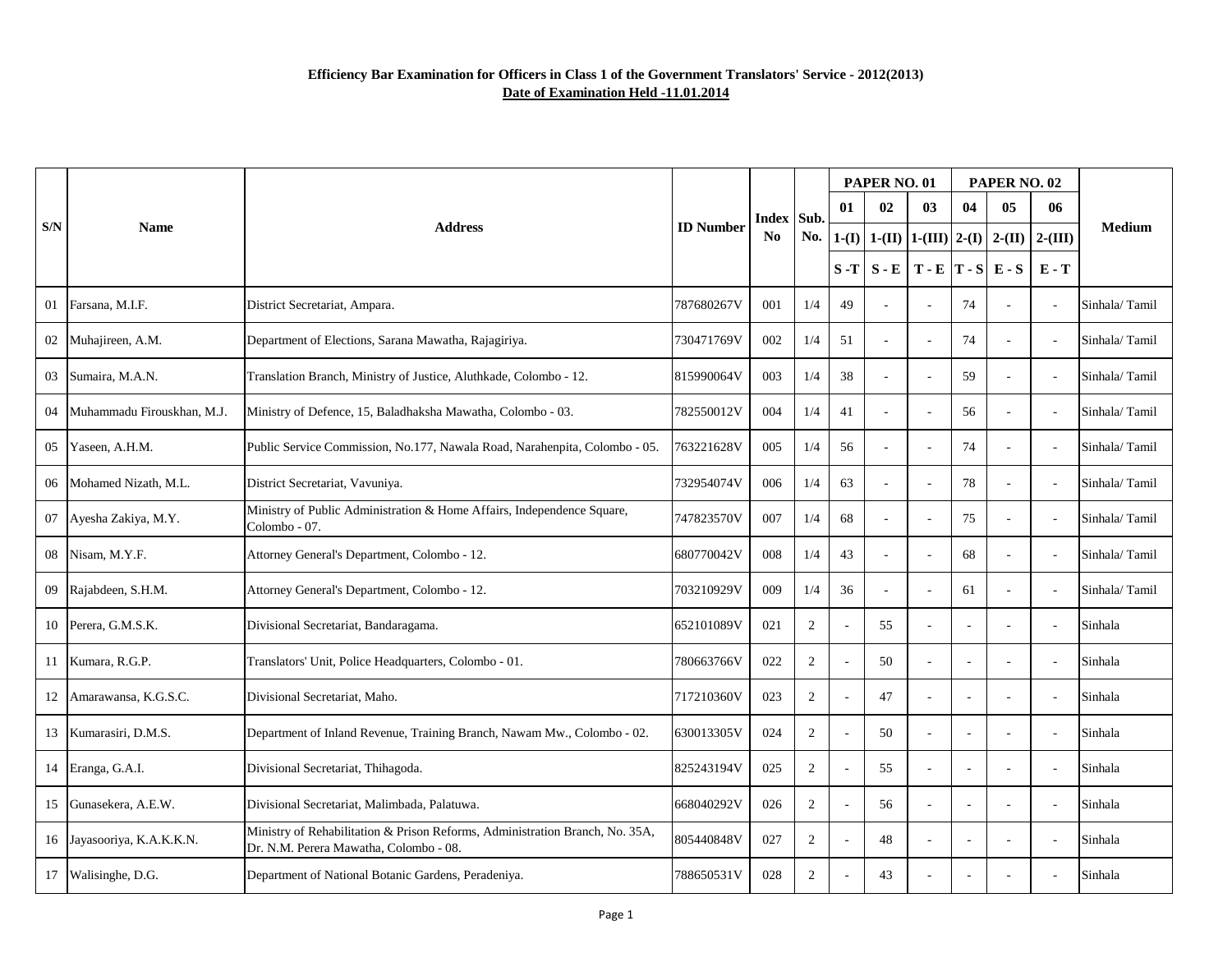**Efficiency Bar Examination for Officers in Class 1 of the Government Translators' Service - 2012(2013)**

**Date of Examination Held -11.01.2014**

| S/N | Name | Address | ID Number | Index No | Sub. No. | PAPER NO. 01 | | | PAPER NO. 02 | | | Medium |
|---|---|---|---|---|---|---|---|---|---|---|---|---|
| | | | | | | 01 | 02 | 03 | 04 | 05 | 06 | |
| | | | | | | 1-(I) | 1-(II) | 1-(III) | 2-(I) | 2-(II) | 2-(III) | |
| | | | | | | S -T | S - E | T - E | T - S | E - S | E - T | |
| 01 | Farsana, M.I.F. | District Secretariat, Ampara. | 787680267V | 001 | 1/4 | 49 | - | - | 74 | - | - | Sinhala/ Tamil |
| 02 | Muhajireen, A.M. | Department of Elections, Sarana Mawatha, Rajagiriya. | 730471769V | 002 | 1/4 | 51 | - | - | 74 | - | - | Sinhala/ Tamil |
| 03 | Sumaira, M.A.N. | Translation Branch, Ministry of Justice, Aluthkade, Colombo - 12. | 815990064V | 003 | 1/4 | 38 | - | - | 59 | - | - | Sinhala/ Tamil |
| 04 | Muhammadu Firouskhan, M.J. | Ministry of Defence, 15, Baladhaksha Mawatha, Colombo - 03. | 782550012V | 004 | 1/4 | 41 | - | - | 56 | - | - | Sinhala/ Tamil |
| 05 | Yaseen, A.H.M. | Public Service Commission, No.177, Nawala Road, Narahenpita, Colombo - 05. | 763221628V | 005 | 1/4 | 56 | - | - | 74 | - | - | Sinhala/ Tamil |
| 06 | Mohamed Nizath, M.L. | District Secretariat, Vavuniya. | 732954074V | 006 | 1/4 | 63 | - | - | 78 | - | - | Sinhala/ Tamil |
| 07 | Ayesha Zakiya, M.Y. | Ministry of Public Administration & Home Affairs, Independence Square, Colombo - 07. | 747823570V | 007 | 1/4 | 68 | - | - | 75 | - | - | Sinhala/ Tamil |
| 08 | Nisam, M.Y.F. | Attorney General's Department, Colombo - 12. | 680770042V | 008 | 1/4 | 43 | - | - | 68 | - | - | Sinhala/ Tamil |
| 09 | Rajabdeen, S.H.M. | Attorney General's Department, Colombo - 12. | 703210929V | 009 | 1/4 | 36 | - | - | 61 | - | - | Sinhala/ Tamil |
| 10 | Perera, G.M.S.K. | Divisional Secretariat, Bandaragama. | 652101089V | 021 | 2 | - | 55 | - | - | - | - | Sinhala |
| 11 | Kumara, R.G.P. | Translators' Unit, Police Headquarters, Colombo - 01. | 780663766V | 022 | 2 | - | 50 | - | - | - | - | Sinhala |
| 12 | Amarawansa, K.G.S.C. | Divisional Secretariat, Maho. | 717210360V | 023 | 2 | - | 47 | - | - | - | - | Sinhala |
| 13 | Kumarasiri, D.M.S. | Department of Inland Revenue, Training Branch, Nawam Mw., Colombo - 02. | 630013305V | 024 | 2 | - | 50 | - | - | - | - | Sinhala |
| 14 | Eranga, G.A.I. | Divisional Secretariat, Thihagoda. | 825243194V | 025 | 2 | - | 55 | - | - | - | - | Sinhala |
| 15 | Gunasekera, A.E.W. | Divisional Secretariat, Malimbada, Palatuwa. | 668040292V | 026 | 2 | - | 56 | - | - | - | - | Sinhala |
| 16 | Jayasooriya, K.A.K.K.N. | Ministry of Rehabilitation & Prison Reforms, Administration Branch, No. 35A, Dr. N.M. Perera Mawatha, Colombo - 08. | 805440848V | 027 | 2 | - | 48 | - | - | - | - | Sinhala |
| 17 | Walisinghe, D.G. | Department of National Botanic Gardens, Peradeniya. | 788650531V | 028 | 2 | - | 43 | - | - | - | - | Sinhala |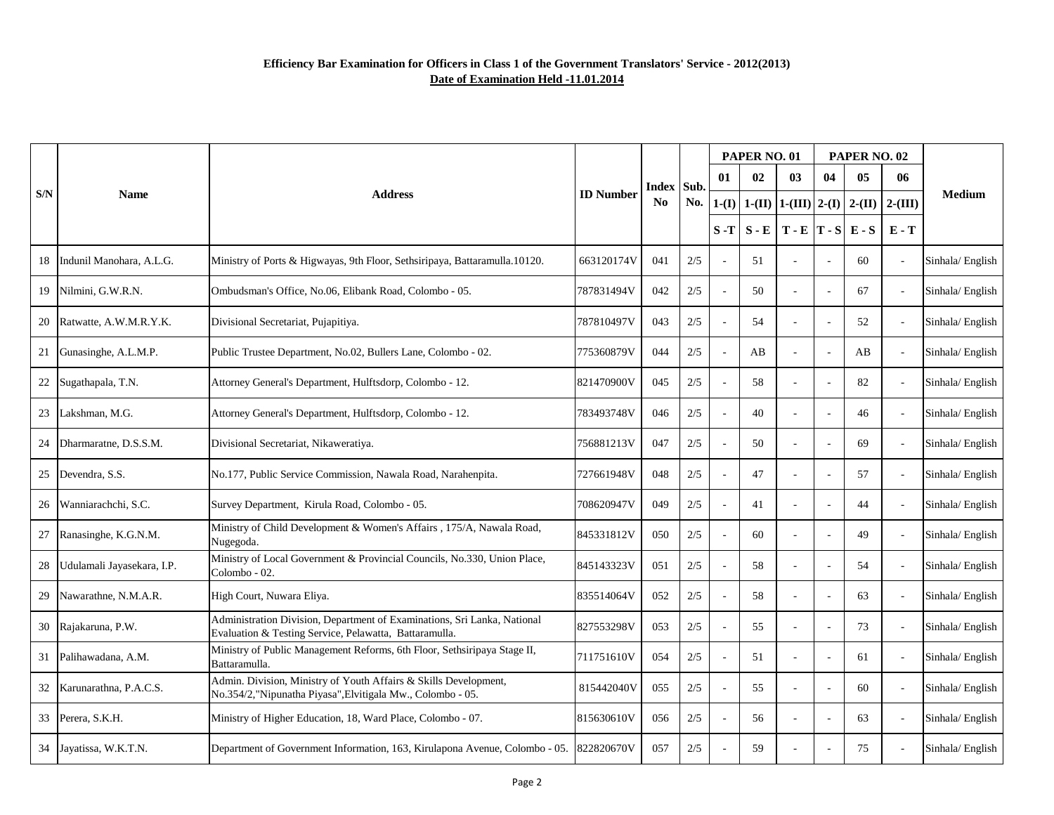**Efficiency Bar Examination for Officers in Class 1 of the Government Translators' Service - 2012(2013)**

**Date of Examination Held -11.01.2014**

| S/N | Name | Address | ID Number | Index No | Sub. No. | PAPER NO. 01 | | | PAPER NO. 02 | | | Medium |
|---|---|---|---|---|---|---|---|---|---|---|---|---|
| | | | | | | 01 | 02 | 03 | 04 | 05 | 06 | |
| | | | | | | 1-(I) | 1-(II) | 1-(III) | 2-(I) | 2-(II) | 2-(III) | |
| | | | | | | S -T | S - E | T - E | T - S | E - S | E - T | |
| 18 | Indunil Manohara, A.L.G. | Ministry of Ports & Higwayas, 9th Floor, Sethsiripaya, Battaramulla.10120. | 663120174V | 041 | 2/5 | - | 51 | - | - | 60 | - | Sinhala/ English |
| 19 | Nilmini, G.W.R.N. | Ombudsman's Office, No.06, Elibank Road, Colombo - 05. | 787831494V | 042 | 2/5 | - | 50 | - | - | 67 | - | Sinhala/ English |
| 20 | Ratwatte, A.W.M.R.Y.K. | Divisional Secretariat, Pujapitiya. | 787810497V | 043 | 2/5 | - | 54 | - | - | 52 | - | Sinhala/ English |
| 21 | Gunasinghe, A.L.M.P. | Public Trustee Department, No.02, Bullers Lane, Colombo - 02. | 775360879V | 044 | 2/5 | - | AB | - | - | AB | - | Sinhala/ English |
| 22 | Sugathapala, T.N. | Attorney General's Department, Hulftsdorp, Colombo - 12. | 821470900V | 045 | 2/5 | - | 58 | - | - | 82 | - | Sinhala/ English |
| 23 | Lakshman, M.G. | Attorney General's Department, Hulftsdorp, Colombo - 12. | 783493748V | 046 | 2/5 | - | 40 | - | - | 46 | - | Sinhala/ English |
| 24 | Dharmaratne, D.S.S.M. | Divisional Secretariat, Nikaweratiya. | 756881213V | 047 | 2/5 | - | 50 | - | - | 69 | - | Sinhala/ English |
| 25 | Devendra, S.S. | No.177, Public Service Commission, Nawala Road, Narahenpita. | 727661948V | 048 | 2/5 | - | 47 | - | - | 57 | - | Sinhala/ English |
| 26 | Wanniarachchi, S.C. | Survey Department, Kirula Road, Colombo - 05. | 708620947V | 049 | 2/5 | - | 41 | - | - | 44 | - | Sinhala/ English |
| 27 | Ranasinghe, K.G.N.M. | Ministry of Child Development & Women's Affairs , 175/A, Nawala Road, Nugegoda. | 845331812V | 050 | 2/5 | - | 60 | - | - | 49 | - | Sinhala/ English |
| 28 | Udulamali Jayasekara, I.P. | Ministry of Local Government & Provincial Councils, No.330, Union Place, Colombo - 02. | 845143323V | 051 | 2/5 | - | 58 | - | - | 54 | - | Sinhala/ English |
| 29 | Nawarathne, N.M.A.R. | High Court, Nuwara Eliya. | 835514064V | 052 | 2/5 | - | 58 | - | - | 63 | - | Sinhala/ English |
| 30 | Rajakaruna, P.W. | Administration Division, Department of Examinations, Sri Lanka, National Evaluation & Testing Service, Pelawatta, Battaramulla. | 827553298V | 053 | 2/5 | - | 55 | - | - | 73 | - | Sinhala/ English |
| 31 | Palihawadana, A.M. | Ministry of Public Management Reforms, 6th Floor, Sethsiripaya Stage II, Battaramulla. | 711751610V | 054 | 2/5 | - | 51 | - | - | 61 | - | Sinhala/ English |
| 32 | Karunarathna, P.A.C.S. | Admin. Division, Ministry of Youth Affairs & Skills Development, No.354/2,"Nipunatha Piyasa",Elvitigala Mw., Colombo - 05. | 815442040V | 055 | 2/5 | - | 55 | - | - | 60 | - | Sinhala/ English |
| 33 | Perera, S.K.H. | Ministry of Higher Education, 18, Ward Place, Colombo - 07. | 815630610V | 056 | 2/5 | - | 56 | - | - | 63 | - | Sinhala/ English |
| 34 | Jayatissa, W.K.T.N. | Department of Government Information, 163, Kirulapona Avenue, Colombo - 05. | 822820670V | 057 | 2/5 | - | 59 | - | - | 75 | - | Sinhala/ English |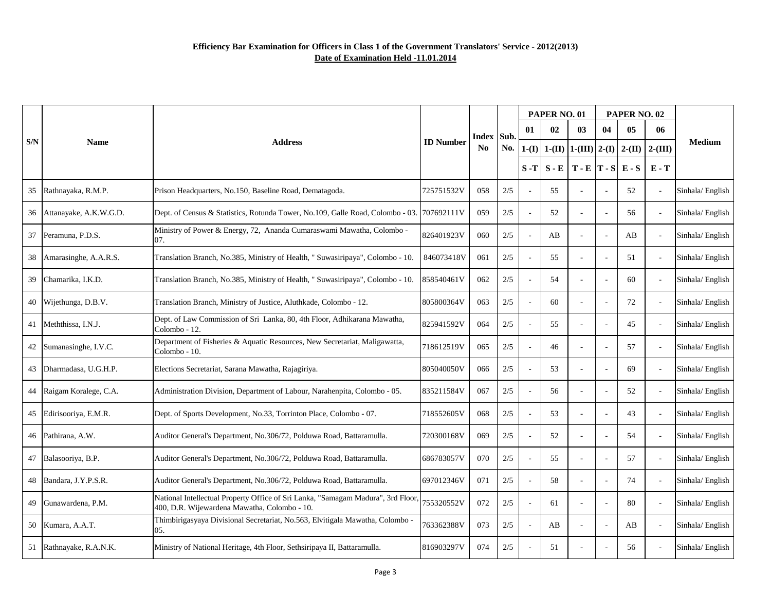**Efficiency Bar Examination for Officers in Class 1 of the Government Translators' Service - 2012(2013)**

**Date of Examination Held -11.01.2014**

| S/N | Name | Address | ID Number | Index No | Sub. No. | PAPER NO. 01 | | | PAPER NO. 02 | | | Medium |
|---|---|---|---|---|---|---|---|---|---|---|---|---|
| | | | | | | 01 | 02 | 03 | 04 | 05 | 06 | |
| | | | | | | 1-(I) | 1-(II) | 1-(III) | 2-(I) | 2-(II) | 2-(III) | |
| | | | | | | S -T | S - E | T - E | T - S | E - S | E - T | |
| 35 | Rathnayaka, R.M.P. | Prison Headquarters, No.150, Baseline Road, Dematagoda. | 725751532V | 058 | 2/5 | - | 55 | - | - | 52 | - | Sinhala/ English |
| 36 | Attanayake, A.K.W.G.D. | Dept. of Census & Statistics, Rotunda Tower, No.109, Galle Road, Colombo - 03. | 707692111V | 059 | 2/5 | - | 52 | - | - | 56 | - | Sinhala/ English |
| 37 | Peramuna, P.D.S. | Ministry of Power & Energy, 72, Ananda Cumaraswami Mawatha, Colombo - 07. | 826401923V | 060 | 2/5 | - | AB | - | - | AB | - | Sinhala/ English |
| 38 | Amarasinghe, A.A.R.S. | Translation Branch, No.385, Ministry of Health, " Suwasiripaya", Colombo - 10. | 846073418V | 061 | 2/5 | - | 55 | - | - | 51 | - | Sinhala/ English |
| 39 | Chamarika, I.K.D. | Translation Branch, No.385, Ministry of Health, " Suwasiripaya", Colombo - 10. | 858540461V | 062 | 2/5 | - | 54 | - | - | 60 | - | Sinhala/ English |
| 40 | Wijethunga, D.B.V. | Translation Branch, Ministry of Justice, Aluthkade, Colombo - 12. | 805800364V | 063 | 2/5 | - | 60 | - | - | 72 | - | Sinhala/ English |
| 41 | Meththissa, I.N.J. | Dept. of Law Commission of Sri Lanka, 80, 4th Floor, Adhikarana Mawatha, Colombo - 12. | 825941592V | 064 | 2/5 | - | 55 | - | - | 45 | - | Sinhala/ English |
| 42 | Sumanasinghe, I.V.C. | Department of Fisheries & Aquatic Resources, New Secretariat, Maligawatta, Colombo - 10. | 718612519V | 065 | 2/5 | - | 46 | - | - | 57 | - | Sinhala/ English |
| 43 | Dharmadasa, U.G.H.P. | Elections Secretariat, Sarana Mawatha, Rajagiriya. | 805040050V | 066 | 2/5 | - | 53 | - | - | 69 | - | Sinhala/ English |
| 44 | Raigam Koralege, C.A. | Administration Division, Department of Labour, Narahenpita, Colombo - 05. | 835211584V | 067 | 2/5 | - | 56 | - | - | 52 | - | Sinhala/ English |
| 45 | Edirisooriya, E.M.R. | Dept. of Sports Development, No.33, Torrinton Place, Colombo - 07. | 718552605V | 068 | 2/5 | - | 53 | - | - | 43 | - | Sinhala/ English |
| 46 | Pathirana, A.W. | Auditor General's Department, No.306/72, Polduwa Road, Battaramulla. | 720300168V | 069 | 2/5 | - | 52 | - | - | 54 | - | Sinhala/ English |
| 47 | Balasooriya, B.P. | Auditor General's Department, No.306/72, Polduwa Road, Battaramulla. | 686783057V | 070 | 2/5 | - | 55 | - | - | 57 | - | Sinhala/ English |
| 48 | Bandara, J.Y.P.S.R. | Auditor General's Department, No.306/72, Polduwa Road, Battaramulla. | 697012346V | 071 | 2/5 | - | 58 | - | - | 74 | - | Sinhala/ English |
| 49 | Gunawardena, P.M. | National Intellectual Property Office of Sri Lanka, "Samagam Madura", 3rd Floor, 400, D.R. Wijewardena Mawatha, Colombo - 10. | 755320552V | 072 | 2/5 | - | 61 | - | - | 80 | - | Sinhala/ English |
| 50 | Kumara, A.A.T. | Thimbirigasyaya Divisional Secretariat, No.563, Elvitigala Mawatha, Colombo - 05. | 763362388V | 073 | 2/5 | - | AB | - | - | AB | - | Sinhala/ English |
| 51 | Rathnayake, R.A.N.K. | Ministry of National Heritage, 4th Floor, Sethsiripaya II, Battaramulla. | 816903297V | 074 | 2/5 | - | 51 | - | - | 56 | - | Sinhala/ English |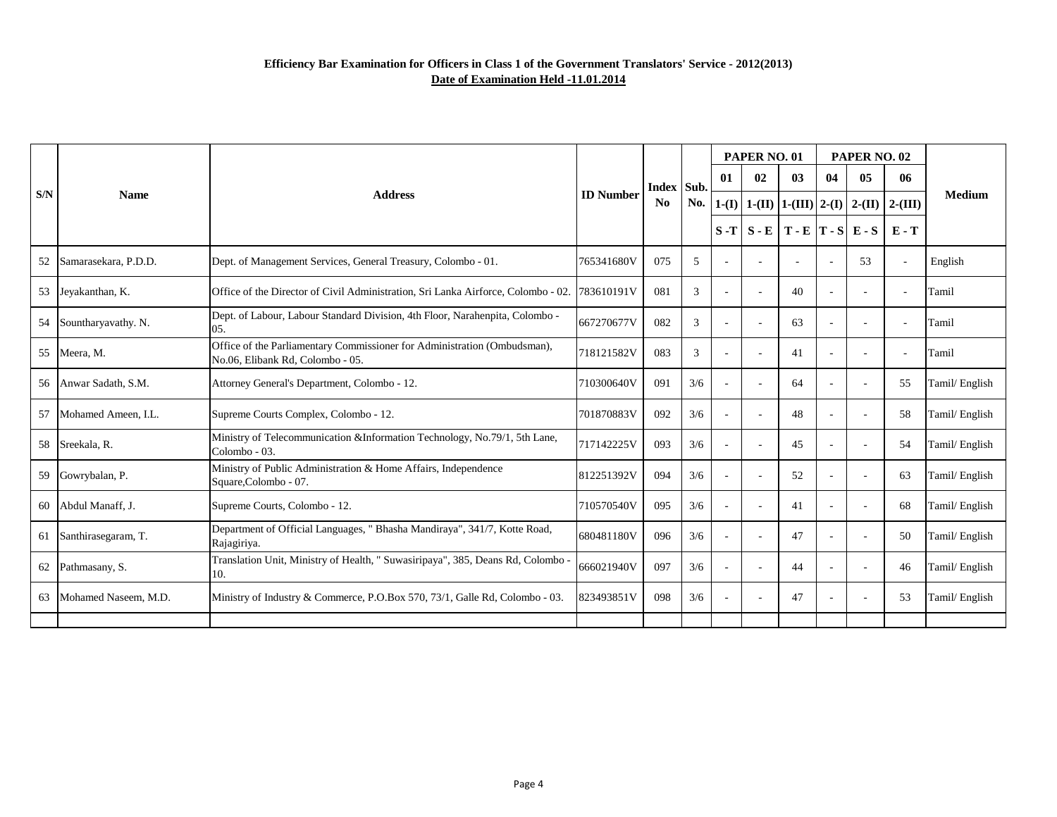**Efficiency Bar Examination for Officers in Class 1 of the Government Translators' Service - 2012(2013)**

**Date of Examination Held -11.01.2014**

| S/N | Name | Address | ID Number | Index No | Sub. No. | PAPER NO. 01 | | | PAPER NO. 02 | | | Medium |
|---|---|---|---|---|---|---|---|---|---|---|---|---|
| | | | | | | 01 | 02 | 03 | 04 | 05 | 06 | |
| | | | | | | 1-(I) | 1-(II) | 1-(III) | 2-(I) | 2-(II) | 2-(III) | |
| | | | | | | S -T | S - E | T - E | T - S | E - S | E - T | |
| 52 | Samarasekara, P.D.D. | Dept. of Management Services, General Treasury, Colombo - 01. | 765341680V | 075 | 5 | - | - | - | - | 53 | - | English |
| 53 | Jeyakanthan, K. | Office of the Director of Civil Administration, Sri Lanka Airforce, Colombo - 02. | 783610191V | 081 | 3 | - | - | 40 | - | - | - | Tamil |
| 54 | Sountharyavathy. N. | Dept. of Labour, Labour Standard Division, 4th Floor, Narahenpita, Colombo - 05. | 667270677V | 082 | 3 | - | - | 63 | - | - | - | Tamil |
| 55 | Meera, M. | Office of the Parliamentary Commissioner for Administration (Ombudsman), No.06, Elibank Rd, Colombo - 05. | 718121582V | 083 | 3 | - | - | 41 | - | - | - | Tamil |
| 56 | Anwar Sadath, S.M. | Attorney General's Department, Colombo - 12. | 710300640V | 091 | 3/6 | - | - | 64 | - | - | 55 | Tamil/ English |
| 57 | Mohamed Ameen, I.L. | Supreme Courts Complex, Colombo - 12. | 701870883V | 092 | 3/6 | - | - | 48 | - | - | 58 | Tamil/ English |
| 58 | Sreekala, R. | Ministry of Telecommunication &Information Technology, No.79/1, 5th Lane, Colombo - 03. | 717142225V | 093 | 3/6 | - | - | 45 | - | - | 54 | Tamil/ English |
| 59 | Gowrybalan, P. | Ministry of Public Administration & Home Affairs, Independence Square,Colombo - 07. | 812251392V | 094 | 3/6 | - | - | 52 | - | - | 63 | Tamil/ English |
| 60 | Abdul Manaff, J. | Supreme Courts, Colombo - 12. | 710570540V | 095 | 3/6 | - | - | 41 | - | - | 68 | Tamil/ English |
| 61 | Santhirasegaram, T. | Department of Official Languages, " Bhasha Mandiraya", 341/7, Kotte Road, Rajagiriya. | 680481180V | 096 | 3/6 | - | - | 47 | - | - | 50 | Tamil/ English |
| 62 | Pathmasany, S. | Translation Unit, Ministry of Health, " Suwasiripaya", 385, Deans Rd, Colombo - 10. | 666021940V | 097 | 3/6 | - | - | 44 | - | - | 46 | Tamil/ English |
| 63 | Mohamed Naseem, M.D. | Ministry of Industry & Commerce, P.O.Box 570, 73/1, Galle Rd, Colombo - 03. | 823493851V | 098 | 3/6 | - | - | 47 | - | - | 53 | Tamil/ English |